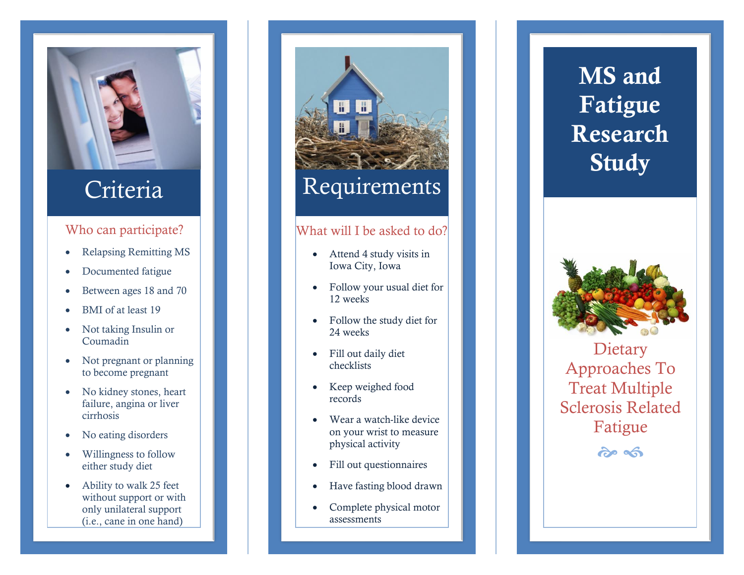# Criteria

## Who can participate?

- Relapsing Remitting MS
- Documented fatigue
- Between ages 18 and 70
- BMI of at least 19
- Not taking Insulin or Coumadin
- Not pregnant or planning to become pregnant
- No kidney stones, heart failure, angina or liver cirrhosis
- No eating disorders
- Willingness to follow either study diet
- Ability to walk 25 feet without support or with only unilateral support (i.e., cane in one hand)

# Requirements

## What will I be asked to do?

- Attend 4 study visits in Iowa City, Iowa
- Follow your usual diet for 12 weeks
- Follow the study diet for 24 weeks
- Fill out daily diet checklists
- Keep weighed food records
- Wear a watch-like device on your wrist to measure physical activity
- Fill out questionnaires
- Have fasting blood drawn
- Complete physical motor assessments

# MS and Fatigue Research Study

Dietary Approaches To Treat Multiple Sclerosis Related Fatigue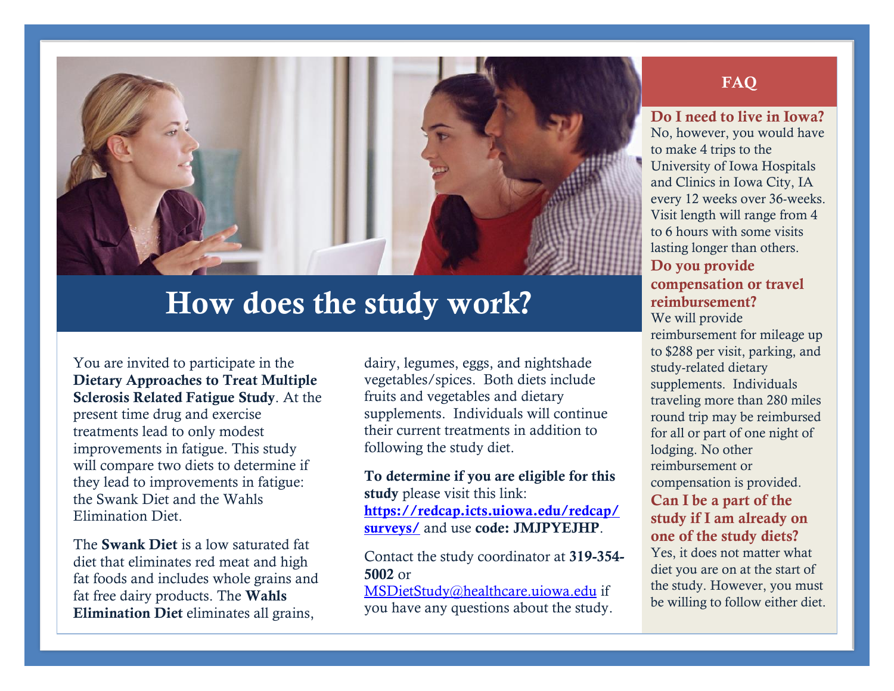# How does the study work?

You are invited to participate in the **Dietary Approaches to Treat Multiple Sclerosis Related Fatigue Study**. At the present time drug and exercise treatments lead to only modest improvements in fatigue. This study will compare two diets to determine if they lead to improvements in fatigue: the Swank Diet and the Wahls Elimination Diet.

The **Swank Diet** is a low saturated fat diet that eliminates red meat and high fat foods and includes whole grains and fat free dairy products. The **Wahls Elimination Diet** eliminates all grains, dairy, legumes, eggs, and nightshade vegetables/spices. Both diets include fruits and vegetables and dietary supplements. Individuals will continue their current treatments in addition to following the study diet.

**To determine if you are eligible for this study** please visit this link: [https://redcap.icts.uiowa.edu/redcap/surveys/](https://redcap.icts.uiowa.edu/redcap/surveys/) and use **code: JMJPYEJHP**.

Contact the study coordinator at **319-354-5002** or [MSDietStudy@healthcare.uiowa.edu](mailto:MSDietStudy@healthcare.uiowa.edu) if you have any questions about the study.

## FAQ

### Do I need to live in Iowa?

No, however, you would have to make 4 trips to the University of Iowa Hospitals and Clinics in Iowa City, IA every 12 weeks over 36-weeks. Visit length will range from 4 to 6 hours with some visits lasting longer than others.

### Do you provide compensation or travel reimbursement?

We will provide reimbursement for mileage up to $288 per visit, parking, and study-related dietary supplements. Individuals traveling more than 280 miles round trip may be reimbursed for all or part of one night of lodging. No other reimbursement or compensation is provided.

### Can I be a part of the study if I am already on one of the study diets?

Yes, it does not matter what diet you are on at the start of the study. However, you must be willing to follow either diet.